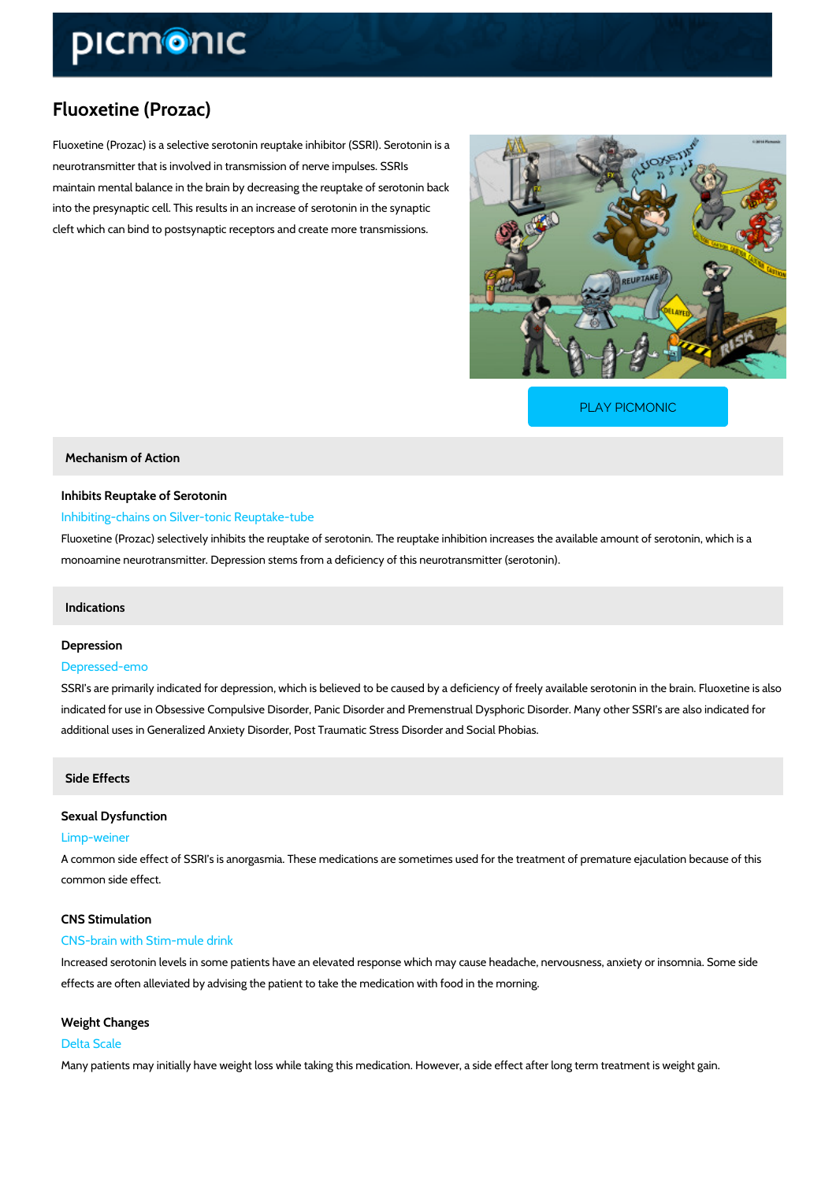# Fluoxetine (Prozac)

Fluoxetine (Prozac) is a selective serotonin reuptake inhibitor (SSRI). Serotonin is a neurotransmitter that is involved in transmission of nerve impulses. SSRIs maintain mental balance in the brain by decreasing the reuptake of serotonin back into the presynaptic cell. This results in an increase of serotonin in the synaptic cleft which can bind to postsynaptic receptors and create more transmissions.

PLAY PICMONIC

## Mechanism of Action

### Inhibits Reuptake of Serotonin

Inhibiting-chains on Silver-tonic Reuptake-tube

Fluoxetine (Prozac) selectively inhibits the reuptake of serotonin. The reuptake inhibition increases the available amount of serotonin, which is a monoamine neurotransmitter. Depression stems from a deficiency of this neurotransmitter (serotonin).

## Indications

### Depression

Depressed-emo

SSRI's are primarily indicated for depression, which is believed to be caused by a deficiency of freely available serotonin in the brain. Fluoxetine is also indicated for use in Obsessive Compulsive Disorder, Panic Disorder and Premenstrual Dysphoric Disorder. Many other SSRI's are also indicated for additional uses in Generalized Anxiety Disorder, Post Traumatic Stress Disorder and Social Phobias.

## Side Effects

### Sexual Dysfunction

Limp-weiner

A common side effect of SSRI's is anorgasmia. These medications are sometimes used for the treatment of premature ejaculation because of this common side effect.

### CNS Stimulation

CNS-brain with Stim-mule drink

Increased serotonin levels in some patients have an elevated response which may cause headache, nervousness, anxiety or insomnia. Some side effects are often alleviated by advising the patient to take the medication with food in the morning.

### Weight Changes

Delta Scale

Many patients may initially have weight loss while taking this medication. However, a side effect after long term treatment is weight gain.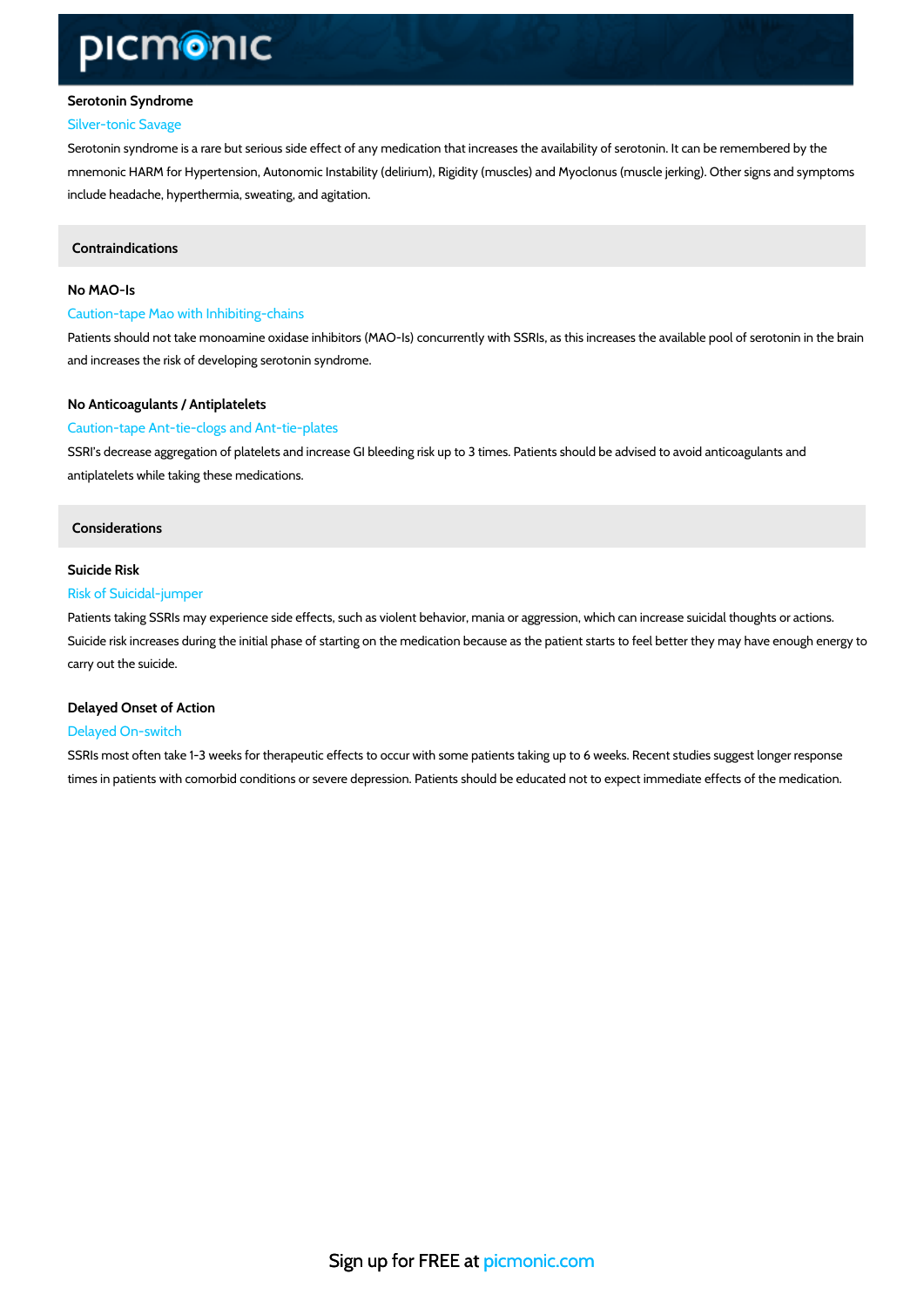### Serotonin Syndrome

Silver-tonic Savage

Serotonin syndrome is a rare but serious side effect of any medication that increases the availability of serotonin. It can be remembered by the mnemonic HARM for Hypertension, Autonomic Instability (delirium), Rigidity (muscles) and Myoclonus (muscle jerking). Other signs and symptoms include headache, hyperthermia, sweating, and agitation.

## Contraindications

### No MAO-Is

Caution-tape Mao with Inhibiting-chains

Patients should not take monoamine oxidase inhibitors (MAO-Is) concurrently with SSRIs, as this increases the available pool of serotonin in the brain and increases the risk of developing serotonin syndrome.

### No Anticoagulants / Antiplatelets

Caution-tape Ant-tie-clogs and Ant-tie-plates

SSRI's decrease aggregation of platelets and increase GI bleeding risk up to 3 times. Patients should be advised to avoid anticoagulants and antiplatelets while taking these medications.

## Considerations

### Suicide Risk

Risk of Suicidal-jumper

Patients taking SSRIs may experience side effects, such as violent behavior, mania or aggression, which can increase suicidal thoughts or actions. Suicide risk increases during the initial phase of starting on the medication because as the patient starts to feel better they may have enough energy to carry out the suicide.

### Delayed Onset of Action

Delayed On-switch

SSRIs most often take 1-3 weeks for therapeutic effects to occur with some patients taking up to 6 weeks. Recent studies suggest longer response times in patients with comorbid conditions or severe depression. Patients should be educated not to expect immediate effects of the medication.